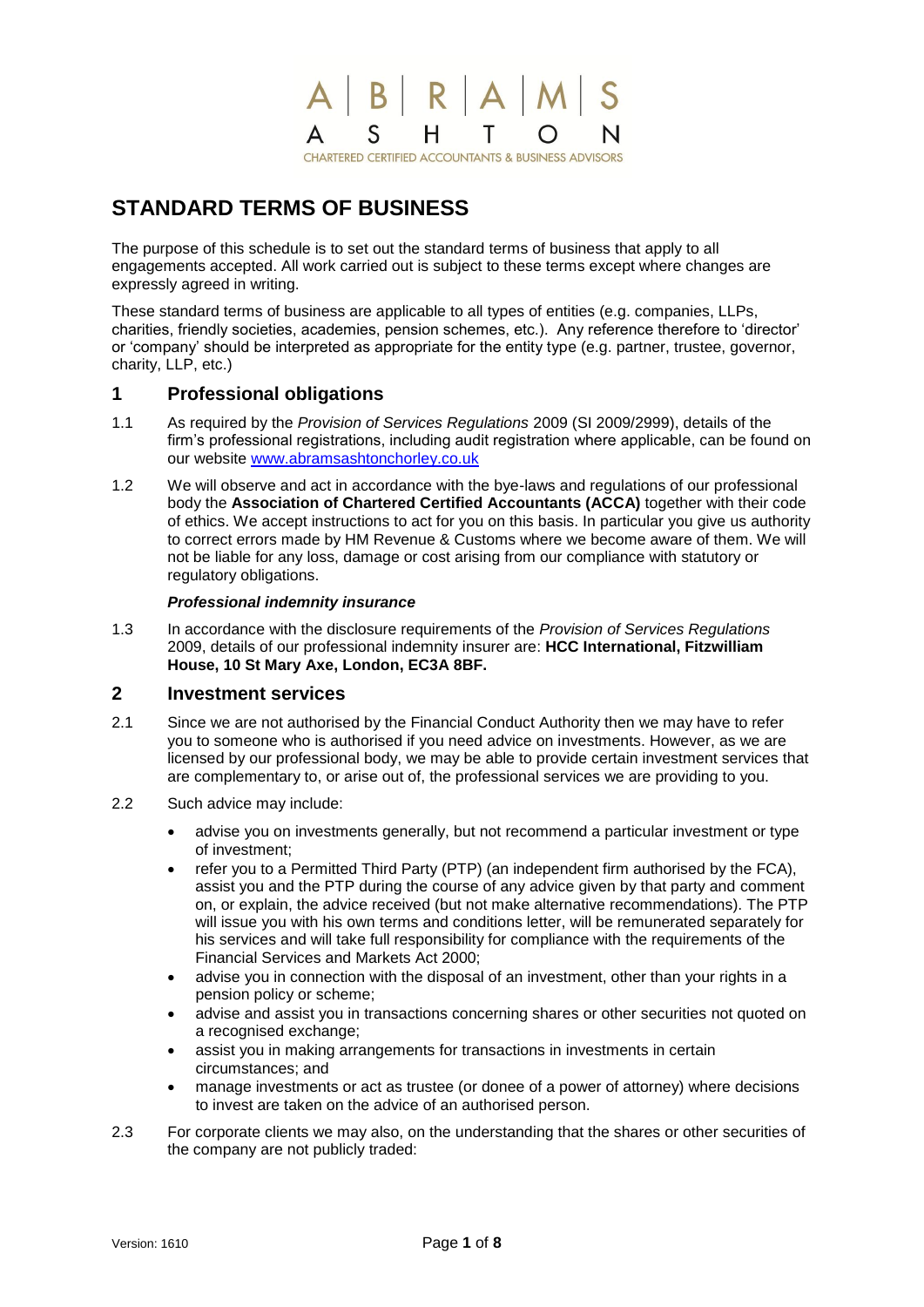A | B | R | A | M | S
A S H T O N
CHARTERED CERTIFIED ACCOUNTANTS & BUSINESS ADVISORS

# STANDARD TERMS OF BUSINESS

The purpose of this schedule is to set out the standard terms of business that apply to all engagements accepted. All work carried out is subject to these terms except where changes are expressly agreed in writing.

These standard terms of business are applicable to all types of entities (e.g. companies, LLPs, charities, friendly societies, academies, pension schemes, etc.). Any reference therefore to 'director' or 'company' should be interpreted as appropriate for the entity type (e.g. partner, trustee, governor, charity, LLP, etc.)

## 1 Professional obligations

1.1 As required by the *Provision of Services Regulations* 2009 (SI 2009/2999), details of the firm's professional registrations, including audit registration where applicable, can be found on our website www.abramsashtonchorley.co.uk

1.2 We will observe and act in accordance with the bye-laws and regulations of our professional body the **Association of Chartered Certified Accountants (ACCA)** together with their code of ethics. We accept instructions to act for you on this basis. In particular you give us authority to correct errors made by HM Revenue & Customs where we become aware of them. We will not be liable for any loss, damage or cost arising from our compliance with statutory or regulatory obligations.

***Professional indemnity insurance***

1.3 In accordance with the disclosure requirements of the *Provision of Services Regulations* 2009, details of our professional indemnity insurer are: **HCC International, Fitzwilliam House, 10 St Mary Axe, London, EC3A 8BF.**

## 2 Investment services

2.1 Since we are not authorised by the Financial Conduct Authority then we may have to refer you to someone who is authorised if you need advice on investments. However, as we are licensed by our professional body, we may be able to provide certain investment services that are complementary to, or arise out of, the professional services we are providing to you.

2.2 Such advice may include:

- advise you on investments generally, but not recommend a particular investment or type of investment;
- refer you to a Permitted Third Party (PTP) (an independent firm authorised by the FCA), assist you and the PTP during the course of any advice given by that party and comment on, or explain, the advice received (but not make alternative recommendations). The PTP will issue you with his own terms and conditions letter, will be remunerated separately for his services and will take full responsibility for compliance with the requirements of the Financial Services and Markets Act 2000;
- advise you in connection with the disposal of an investment, other than your rights in a pension policy or scheme;
- advise and assist you in transactions concerning shares or other securities not quoted on a recognised exchange;
- assist you in making arrangements for transactions in investments in certain circumstances; and
- manage investments or act as trustee (or donee of a power of attorney) where decisions to invest are taken on the advice of an authorised person.

2.3 For corporate clients we may also, on the understanding that the shares or other securities of the company are not publicly traded: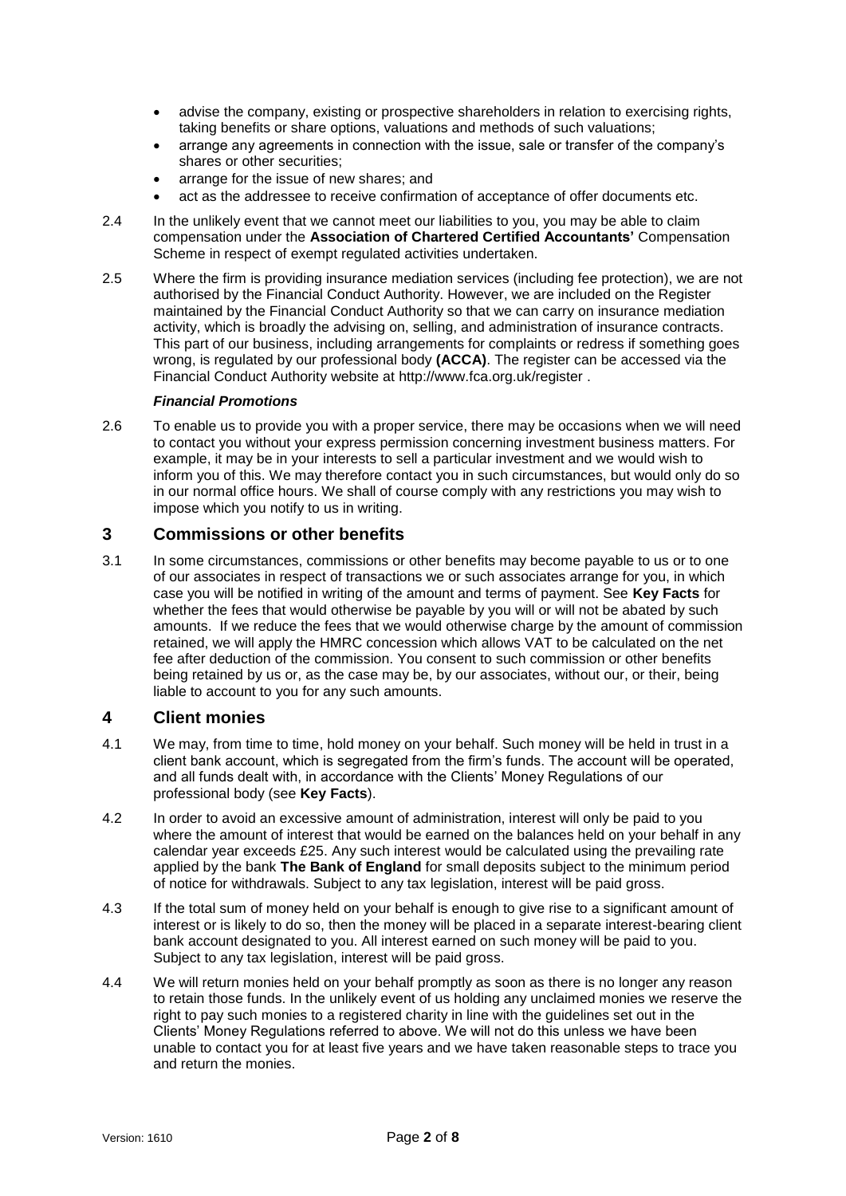- advise the company, existing or prospective shareholders in relation to exercising rights, taking benefits or share options, valuations and methods of such valuations;
- arrange any agreements in connection with the issue, sale or transfer of the company's shares or other securities;
- arrange for the issue of new shares; and
- act as the addressee to receive confirmation of acceptance of offer documents etc.

2.4 In the unlikely event that we cannot meet our liabilities to you, you may be able to claim compensation under the **Association of Chartered Certified Accountants'** Compensation Scheme in respect of exempt regulated activities undertaken.

2.5 Where the firm is providing insurance mediation services (including fee protection), we are not authorised by the Financial Conduct Authority. However, we are included on the Register maintained by the Financial Conduct Authority so that we can carry on insurance mediation activity, which is broadly the advising on, selling, and administration of insurance contracts. This part of our business, including arrangements for complaints or redress if something goes wrong, is regulated by our professional body **(ACCA)**. The register can be accessed via the Financial Conduct Authority website at http://www.fca.org.uk/register .

***Financial Promotions***

2.6 To enable us to provide you with a proper service, there may be occasions when we will need to contact you without your express permission concerning investment business matters. For example, it may be in your interests to sell a particular investment and we would wish to inform you of this. We may therefore contact you in such circumstances, but would only do so in our normal office hours. We shall of course comply with any restrictions you may wish to impose which you notify to us in writing.

## 3 Commissions or other benefits

3.1 In some circumstances, commissions or other benefits may become payable to us or to one of our associates in respect of transactions we or such associates arrange for you, in which case you will be notified in writing of the amount and terms of payment. See **Key Facts** for whether the fees that would otherwise be payable by you will or will not be abated by such amounts. If we reduce the fees that we would otherwise charge by the amount of commission retained, we will apply the HMRC concession which allows VAT to be calculated on the net fee after deduction of the commission. You consent to such commission or other benefits being retained by us or, as the case may be, by our associates, without our, or their, being liable to account to you for any such amounts.

## 4 Client monies

4.1 We may, from time to time, hold money on your behalf. Such money will be held in trust in a client bank account, which is segregated from the firm's funds. The account will be operated, and all funds dealt with, in accordance with the Clients' Money Regulations of our professional body (see **Key Facts**).

4.2 In order to avoid an excessive amount of administration, interest will only be paid to you where the amount of interest that would be earned on the balances held on your behalf in any calendar year exceeds £25. Any such interest would be calculated using the prevailing rate applied by the bank **The Bank of England** for small deposits subject to the minimum period of notice for withdrawals. Subject to any tax legislation, interest will be paid gross.

4.3 If the total sum of money held on your behalf is enough to give rise to a significant amount of interest or is likely to do so, then the money will be placed in a separate interest-bearing client bank account designated to you. All interest earned on such money will be paid to you. Subject to any tax legislation, interest will be paid gross.

4.4 We will return monies held on your behalf promptly as soon as there is no longer any reason to retain those funds. In the unlikely event of us holding any unclaimed monies we reserve the right to pay such monies to a registered charity in line with the guidelines set out in the Clients' Money Regulations referred to above. We will not do this unless we have been unable to contact you for at least five years and we have taken reasonable steps to trace you and return the monies.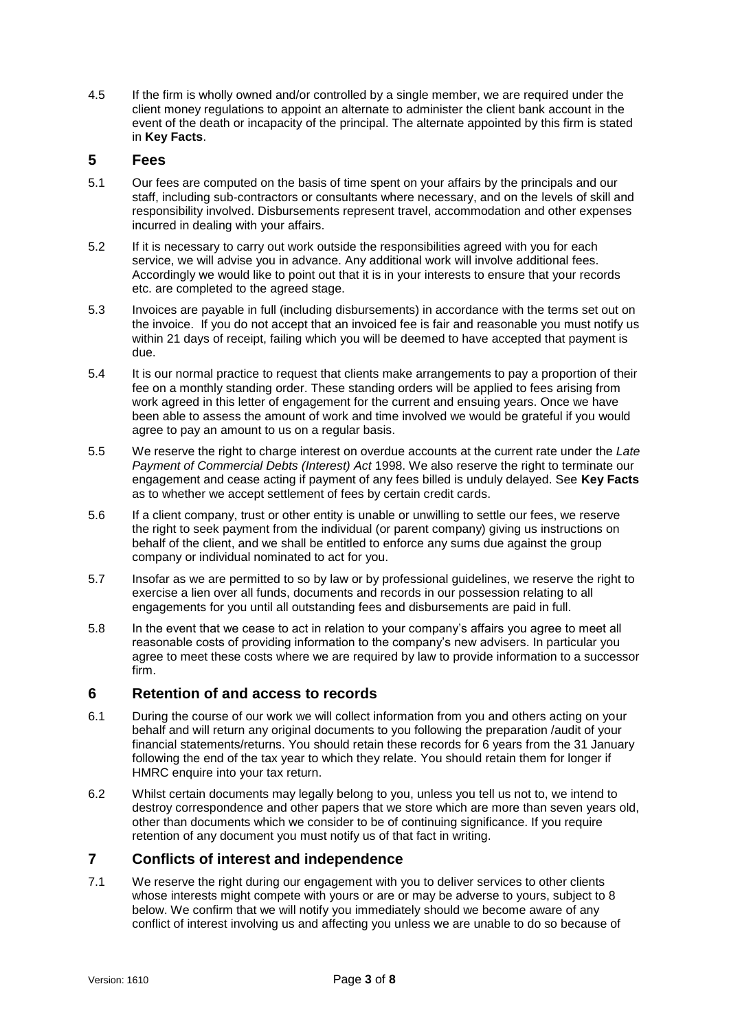4.5 If the firm is wholly owned and/or controlled by a single member, we are required under the client money regulations to appoint an alternate to administer the client bank account in the event of the death or incapacity of the principal. The alternate appointed by this firm is stated in **Key Facts**.

## 5 Fees

5.1 Our fees are computed on the basis of time spent on your affairs by the principals and our staff, including sub-contractors or consultants where necessary, and on the levels of skill and responsibility involved. Disbursements represent travel, accommodation and other expenses incurred in dealing with your affairs.

5.2 If it is necessary to carry out work outside the responsibilities agreed with you for each service, we will advise you in advance. Any additional work will involve additional fees. Accordingly we would like to point out that it is in your interests to ensure that your records etc. are completed to the agreed stage.

5.3 Invoices are payable in full (including disbursements) in accordance with the terms set out on the invoice. If you do not accept that an invoiced fee is fair and reasonable you must notify us within 21 days of receipt, failing which you will be deemed to have accepted that payment is due.

5.4 It is our normal practice to request that clients make arrangements to pay a proportion of their fee on a monthly standing order. These standing orders will be applied to fees arising from work agreed in this letter of engagement for the current and ensuing years. Once we have been able to assess the amount of work and time involved we would be grateful if you would agree to pay an amount to us on a regular basis.

5.5 We reserve the right to charge interest on overdue accounts at the current rate under the *Late Payment of Commercial Debts (Interest) Act* 1998. We also reserve the right to terminate our engagement and cease acting if payment of any fees billed is unduly delayed. See **Key Facts** as to whether we accept settlement of fees by certain credit cards.

5.6 If a client company, trust or other entity is unable or unwilling to settle our fees, we reserve the right to seek payment from the individual (or parent company) giving us instructions on behalf of the client, and we shall be entitled to enforce any sums due against the group company or individual nominated to act for you.

5.7 Insofar as we are permitted to so by law or by professional guidelines, we reserve the right to exercise a lien over all funds, documents and records in our possession relating to all engagements for you until all outstanding fees and disbursements are paid in full.

5.8 In the event that we cease to act in relation to your company's affairs you agree to meet all reasonable costs of providing information to the company's new advisers. In particular you agree to meet these costs where we are required by law to provide information to a successor firm.

## 6 Retention of and access to records

6.1 During the course of our work we will collect information from you and others acting on your behalf and will return any original documents to you following the preparation /audit of your financial statements/returns. You should retain these records for 6 years from the 31 January following the end of the tax year to which they relate. You should retain them for longer if HMRC enquire into your tax return.

6.2 Whilst certain documents may legally belong to you, unless you tell us not to, we intend to destroy correspondence and other papers that we store which are more than seven years old, other than documents which we consider to be of continuing significance. If you require retention of any document you must notify us of that fact in writing.

## 7 Conflicts of interest and independence

7.1 We reserve the right during our engagement with you to deliver services to other clients whose interests might compete with yours or are or may be adverse to yours, subject to 8 below. We confirm that we will notify you immediately should we become aware of any conflict of interest involving us and affecting you unless we are unable to do so because of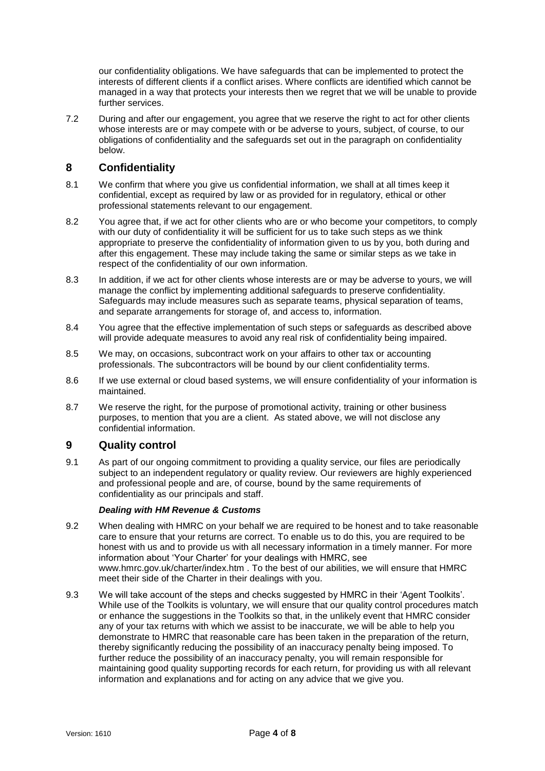our confidentiality obligations. We have safeguards that can be implemented to protect the interests of different clients if a conflict arises. Where conflicts are identified which cannot be managed in a way that protects your interests then we regret that we will be unable to provide further services.

7.2 During and after our engagement, you agree that we reserve the right to act for other clients whose interests are or may compete with or be adverse to yours, subject, of course, to our obligations of confidentiality and the safeguards set out in the paragraph on confidentiality below.

## 8 Confidentiality

8.1 We confirm that where you give us confidential information, we shall at all times keep it confidential, except as required by law or as provided for in regulatory, ethical or other professional statements relevant to our engagement.

8.2 You agree that, if we act for other clients who are or who become your competitors, to comply with our duty of confidentiality it will be sufficient for us to take such steps as we think appropriate to preserve the confidentiality of information given to us by you, both during and after this engagement. These may include taking the same or similar steps as we take in respect of the confidentiality of our own information.

8.3 In addition, if we act for other clients whose interests are or may be adverse to yours, we will manage the conflict by implementing additional safeguards to preserve confidentiality. Safeguards may include measures such as separate teams, physical separation of teams, and separate arrangements for storage of, and access to, information.

8.4 You agree that the effective implementation of such steps or safeguards as described above will provide adequate measures to avoid any real risk of confidentiality being impaired.

8.5 We may, on occasions, subcontract work on your affairs to other tax or accounting professionals. The subcontractors will be bound by our client confidentiality terms.

8.6 If we use external or cloud based systems, we will ensure confidentiality of your information is maintained.

8.7 We reserve the right, for the purpose of promotional activity, training or other business purposes, to mention that you are a client. As stated above, we will not disclose any confidential information.

## 9 Quality control

9.1 As part of our ongoing commitment to providing a quality service, our files are periodically subject to an independent regulatory or quality review. Our reviewers are highly experienced and professional people and are, of course, bound by the same requirements of confidentiality as our principals and staff.

***Dealing with HM Revenue & Customs***

9.2 When dealing with HMRC on your behalf we are required to be honest and to take reasonable care to ensure that your returns are correct. To enable us to do this, you are required to be honest with us and to provide us with all necessary information in a timely manner. For more information about 'Your Charter' for your dealings with HMRC, see www.hmrc.gov.uk/charter/index.htm . To the best of our abilities, we will ensure that HMRC meet their side of the Charter in their dealings with you.

9.3 We will take account of the steps and checks suggested by HMRC in their 'Agent Toolkits'. While use of the Toolkits is voluntary, we will ensure that our quality control procedures match or enhance the suggestions in the Toolkits so that, in the unlikely event that HMRC consider any of your tax returns with which we assist to be inaccurate, we will be able to help you demonstrate to HMRC that reasonable care has been taken in the preparation of the return, thereby significantly reducing the possibility of an inaccuracy penalty being imposed. To further reduce the possibility of an inaccuracy penalty, you will remain responsible for maintaining good quality supporting records for each return, for providing us with all relevant information and explanations and for acting on any advice that we give you.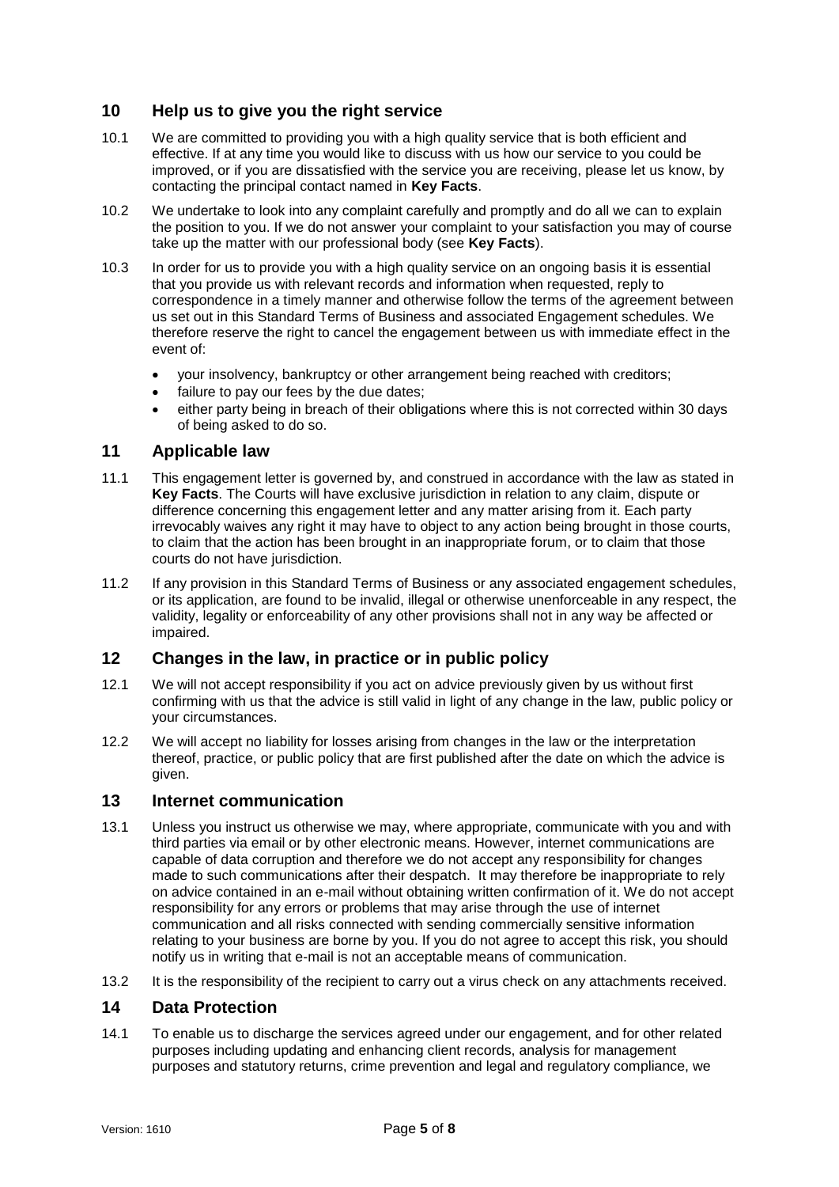## 10 Help us to give you the right service

10.1 We are committed to providing you with a high quality service that is both efficient and effective. If at any time you would like to discuss with us how our service to you could be improved, or if you are dissatisfied with the service you are receiving, please let us know, by contacting the principal contact named in **Key Facts**.

10.2 We undertake to look into any complaint carefully and promptly and do all we can to explain the position to you. If we do not answer your complaint to your satisfaction you may of course take up the matter with our professional body (see **Key Facts**).

10.3 In order for us to provide you with a high quality service on an ongoing basis it is essential that you provide us with relevant records and information when requested, reply to correspondence in a timely manner and otherwise follow the terms of the agreement between us set out in this Standard Terms of Business and associated Engagement schedules. We therefore reserve the right to cancel the engagement between us with immediate effect in the event of:

- your insolvency, bankruptcy or other arrangement being reached with creditors;
- failure to pay our fees by the due dates;
- either party being in breach of their obligations where this is not corrected within 30 days of being asked to do so.

## 11 Applicable law

11.1 This engagement letter is governed by, and construed in accordance with the law as stated in **Key Facts**. The Courts will have exclusive jurisdiction in relation to any claim, dispute or difference concerning this engagement letter and any matter arising from it. Each party irrevocably waives any right it may have to object to any action being brought in those courts, to claim that the action has been brought in an inappropriate forum, or to claim that those courts do not have jurisdiction.

11.2 If any provision in this Standard Terms of Business or any associated engagement schedules, or its application, are found to be invalid, illegal or otherwise unenforceable in any respect, the validity, legality or enforceability of any other provisions shall not in any way be affected or impaired.

## 12 Changes in the law, in practice or in public policy

12.1 We will not accept responsibility if you act on advice previously given by us without first confirming with us that the advice is still valid in light of any change in the law, public policy or your circumstances.

12.2 We will accept no liability for losses arising from changes in the law or the interpretation thereof, practice, or public policy that are first published after the date on which the advice is given.

## 13 Internet communication

13.1 Unless you instruct us otherwise we may, where appropriate, communicate with you and with third parties via email or by other electronic means. However, internet communications are capable of data corruption and therefore we do not accept any responsibility for changes made to such communications after their despatch. It may therefore be inappropriate to rely on advice contained in an e-mail without obtaining written confirmation of it. We do not accept responsibility for any errors or problems that may arise through the use of internet communication and all risks connected with sending commercially sensitive information relating to your business are borne by you. If you do not agree to accept this risk, you should notify us in writing that e-mail is not an acceptable means of communication.

13.2 It is the responsibility of the recipient to carry out a virus check on any attachments received.

## 14 Data Protection

14.1 To enable us to discharge the services agreed under our engagement, and for other related purposes including updating and enhancing client records, analysis for management purposes and statutory returns, crime prevention and legal and regulatory compliance, we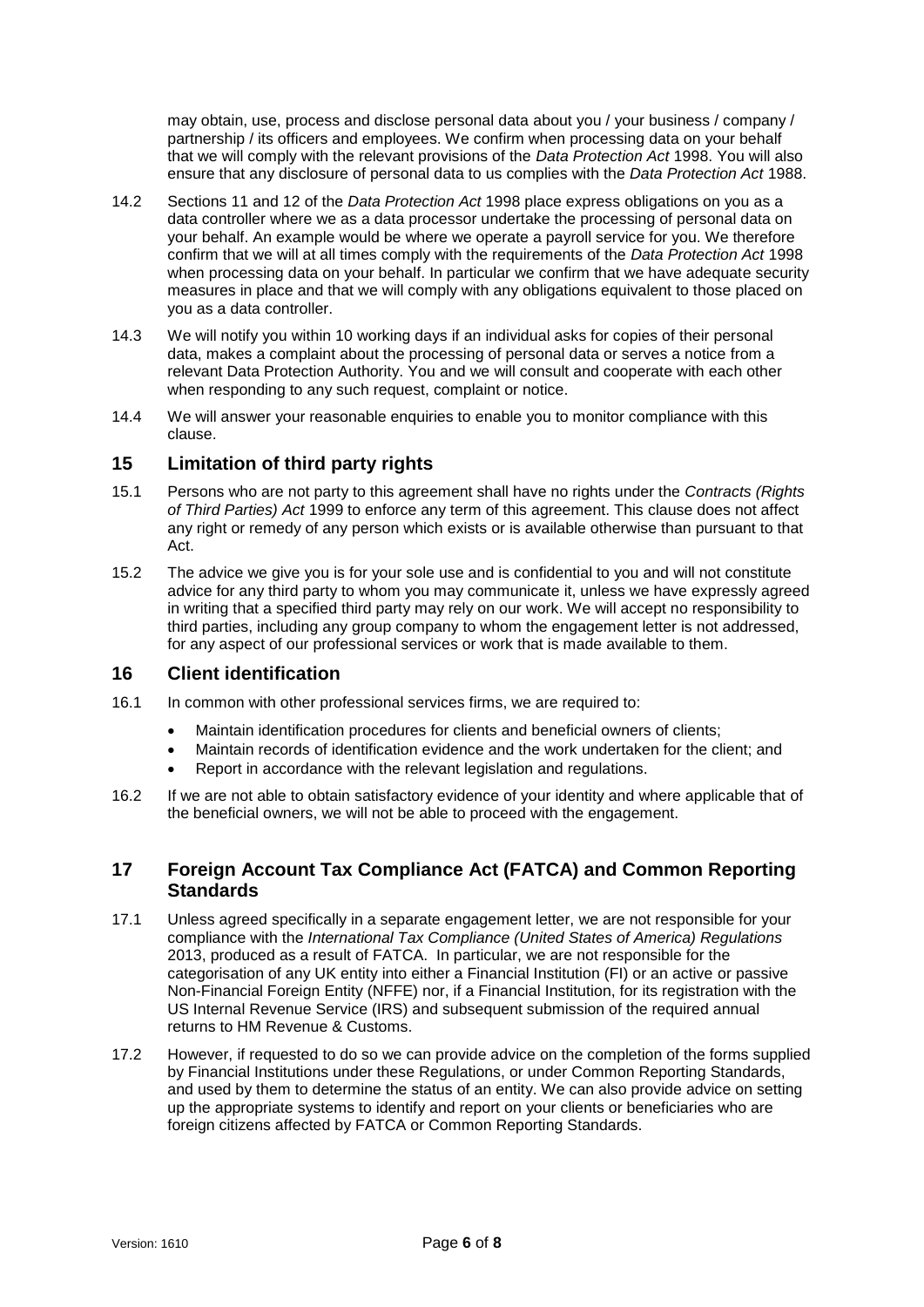may obtain, use, process and disclose personal data about you / your business / company / partnership / its officers and employees. We confirm when processing data on your behalf that we will comply with the relevant provisions of the *Data Protection Act* 1998. You will also ensure that any disclosure of personal data to us complies with the *Data Protection Act* 1988.

14.2 Sections 11 and 12 of the *Data Protection Act* 1998 place express obligations on you as a data controller where we as a data processor undertake the processing of personal data on your behalf. An example would be where we operate a payroll service for you. We therefore confirm that we will at all times comply with the requirements of the *Data Protection Act* 1998 when processing data on your behalf. In particular we confirm that we have adequate security measures in place and that we will comply with any obligations equivalent to those placed on you as a data controller.

14.3 We will notify you within 10 working days if an individual asks for copies of their personal data, makes a complaint about the processing of personal data or serves a notice from a relevant Data Protection Authority. You and we will consult and cooperate with each other when responding to any such request, complaint or notice.

14.4 We will answer your reasonable enquiries to enable you to monitor compliance with this clause.

## 15 Limitation of third party rights

15.1 Persons who are not party to this agreement shall have no rights under the *Contracts (Rights of Third Parties) Act* 1999 to enforce any term of this agreement. This clause does not affect any right or remedy of any person which exists or is available otherwise than pursuant to that Act.

15.2 The advice we give you is for your sole use and is confidential to you and will not constitute advice for any third party to whom you may communicate it, unless we have expressly agreed in writing that a specified third party may rely on our work. We will accept no responsibility to third parties, including any group company to whom the engagement letter is not addressed, for any aspect of our professional services or work that is made available to them.

## 16 Client identification

16.1 In common with other professional services firms, we are required to:

- Maintain identification procedures for clients and beneficial owners of clients;
- Maintain records of identification evidence and the work undertaken for the client; and
- Report in accordance with the relevant legislation and regulations.

16.2 If we are not able to obtain satisfactory evidence of your identity and where applicable that of the beneficial owners, we will not be able to proceed with the engagement.

## 17 Foreign Account Tax Compliance Act (FATCA) and Common Reporting Standards

17.1 Unless agreed specifically in a separate engagement letter, we are not responsible for your compliance with the *International Tax Compliance (United States of America) Regulations* 2013, produced as a result of FATCA. In particular, we are not responsible for the categorisation of any UK entity into either a Financial Institution (FI) or an active or passive Non-Financial Foreign Entity (NFFE) nor, if a Financial Institution, for its registration with the US Internal Revenue Service (IRS) and subsequent submission of the required annual returns to HM Revenue & Customs.

17.2 However, if requested to do so we can provide advice on the completion of the forms supplied by Financial Institutions under these Regulations, or under Common Reporting Standards, and used by them to determine the status of an entity. We can also provide advice on setting up the appropriate systems to identify and report on your clients or beneficiaries who are foreign citizens affected by FATCA or Common Reporting Standards.

Version: 1610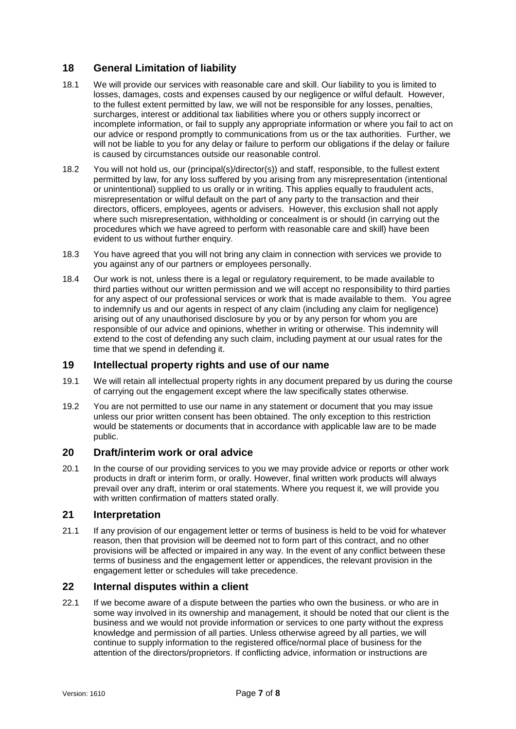## 18 General Limitation of liability

18.1 We will provide our services with reasonable care and skill. Our liability to you is limited to losses, damages, costs and expenses caused by our negligence or wilful default. However, to the fullest extent permitted by law, we will not be responsible for any losses, penalties, surcharges, interest or additional tax liabilities where you or others supply incorrect or incomplete information, or fail to supply any appropriate information or where you fail to act on our advice or respond promptly to communications from us or the tax authorities. Further, we will not be liable to you for any delay or failure to perform our obligations if the delay or failure is caused by circumstances outside our reasonable control.

18.2 You will not hold us, our (principal(s)/director(s)) and staff, responsible, to the fullest extent permitted by law, for any loss suffered by you arising from any misrepresentation (intentional or unintentional) supplied to us orally or in writing. This applies equally to fraudulent acts, misrepresentation or wilful default on the part of any party to the transaction and their directors, officers, employees, agents or advisers. However, this exclusion shall not apply where such misrepresentation, withholding or concealment is or should (in carrying out the procedures which we have agreed to perform with reasonable care and skill) have been evident to us without further enquiry.

18.3 You have agreed that you will not bring any claim in connection with services we provide to you against any of our partners or employees personally.

18.4 Our work is not, unless there is a legal or regulatory requirement, to be made available to third parties without our written permission and we will accept no responsibility to third parties for any aspect of our professional services or work that is made available to them. You agree to indemnify us and our agents in respect of any claim (including any claim for negligence) arising out of any unauthorised disclosure by you or by any person for whom you are responsible of our advice and opinions, whether in writing or otherwise. This indemnity will extend to the cost of defending any such claim, including payment at our usual rates for the time that we spend in defending it.

## 19 Intellectual property rights and use of our name

19.1 We will retain all intellectual property rights in any document prepared by us during the course of carrying out the engagement except where the law specifically states otherwise.

19.2 You are not permitted to use our name in any statement or document that you may issue unless our prior written consent has been obtained. The only exception to this restriction would be statements or documents that in accordance with applicable law are to be made public.

## 20 Draft/interim work or oral advice

20.1 In the course of our providing services to you we may provide advice or reports or other work products in draft or interim form, or orally. However, final written work products will always prevail over any draft, interim or oral statements. Where you request it, we will provide you with written confirmation of matters stated orally.

## 21 Interpretation

21.1 If any provision of our engagement letter or terms of business is held to be void for whatever reason, then that provision will be deemed not to form part of this contract, and no other provisions will be affected or impaired in any way. In the event of any conflict between these terms of business and the engagement letter or appendices, the relevant provision in the engagement letter or schedules will take precedence.

## 22 Internal disputes within a client

22.1 If we become aware of a dispute between the parties who own the business. or who are in some way involved in its ownership and management, it should be noted that our client is the business and we would not provide information or services to one party without the express knowledge and permission of all parties. Unless otherwise agreed by all parties, we will continue to supply information to the registered office/normal place of business for the attention of the directors/proprietors. If conflicting advice, information or instructions are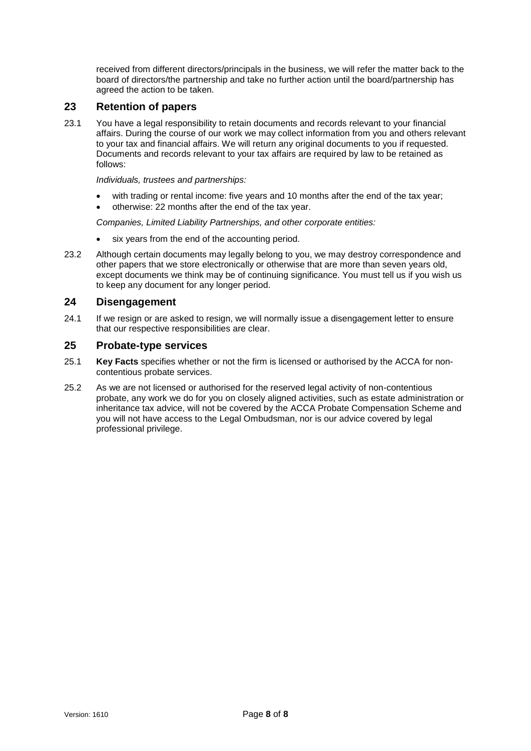received from different directors/principals in the business, we will refer the matter back to the board of directors/the partnership and take no further action until the board/partnership has agreed the action to be taken.

## 23 Retention of papers

23.1 You have a legal responsibility to retain documents and records relevant to your financial affairs. During the course of our work we may collect information from you and others relevant to your tax and financial affairs. We will return any original documents to you if requested. Documents and records relevant to your tax affairs are required by law to be retained as follows:

*Individuals, trustees and partnerships:*

- with trading or rental income: five years and 10 months after the end of the tax year;
- otherwise: 22 months after the end of the tax year.

*Companies, Limited Liability Partnerships, and other corporate entities:*

- six years from the end of the accounting period.

23.2 Although certain documents may legally belong to you, we may destroy correspondence and other papers that we store electronically or otherwise that are more than seven years old, except documents we think may be of continuing significance. You must tell us if you wish us to keep any document for any longer period.

## 24 Disengagement

24.1 If we resign or are asked to resign, we will normally issue a disengagement letter to ensure that our respective responsibilities are clear.

## 25 Probate-type services

25.1 **Key Facts** specifies whether or not the firm is licensed or authorised by the ACCA for non-contentious probate services.

25.2 As we are not licensed or authorised for the reserved legal activity of non-contentious probate, any work we do for you on closely aligned activities, such as estate administration or inheritance tax advice, will not be covered by the ACCA Probate Compensation Scheme and you will not have access to the Legal Ombudsman, nor is our advice covered by legal professional privilege.

Version: 1610